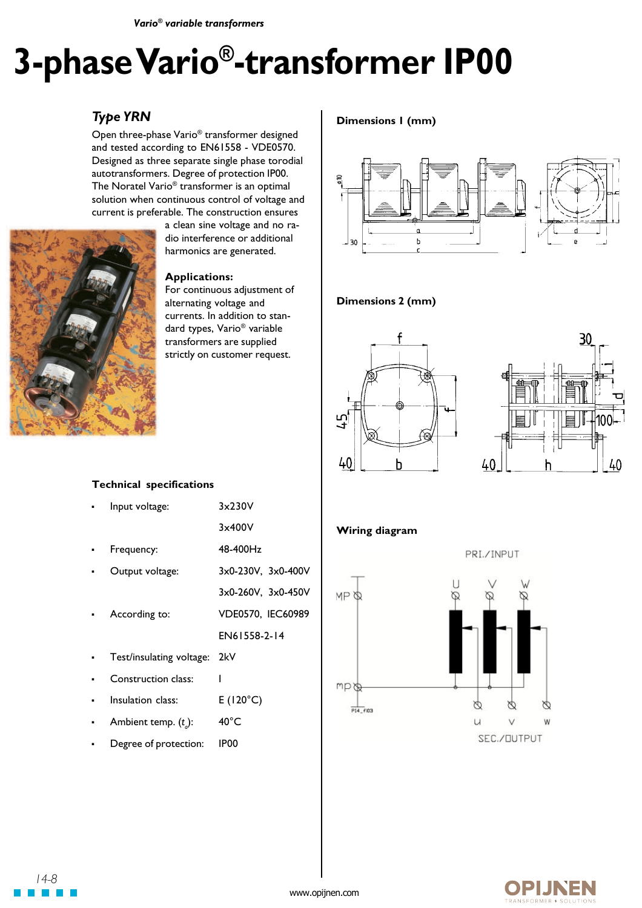# 3-phase Vario®-transformer IP00

## Type YRN

Open three-phase Vario® transformer designed and tested according to EN61558 - VDE0570. Designed as three separate single phase torodial autotransformers. Degree of protection IP00. The Noratel Vario® transformer is an optimal solution when continuous control of voltage and current is preferable. The construction ensures a clean sine voltage and no radio interference or additional harmonics are generated.

### Applications:

For continuous adjustment of alternating voltage and currents. In addition to standard types, Vario® variable transformers are supplied strictly on customer request.

### Technical specifications

| | |
|---|---|
| Input voltage: | 3x230V |
| | 3x400V |
| Frequency: | 48-400Hz |
| Output voltage: | 3x0-230V, 3x0-400V |
| | 3x0-260V, 3x0-450V |
| According to: | VDE0570, IEC60989 |
| | EN61558-2-14 |
| Test/insulating voltage: | 2kV |
| Construction class: | I |
| Insulation class: | E (120°C) |
| Ambient temp. ($t_a$): | 40°C |
| Degree of protection: | IP00 |

### Dimensions 1 (mm)

### Dimensions 2 (mm)

### Wiring diagram

PRI./INPUT: U V W

MP, mp

SEC./OUTPUT: u v w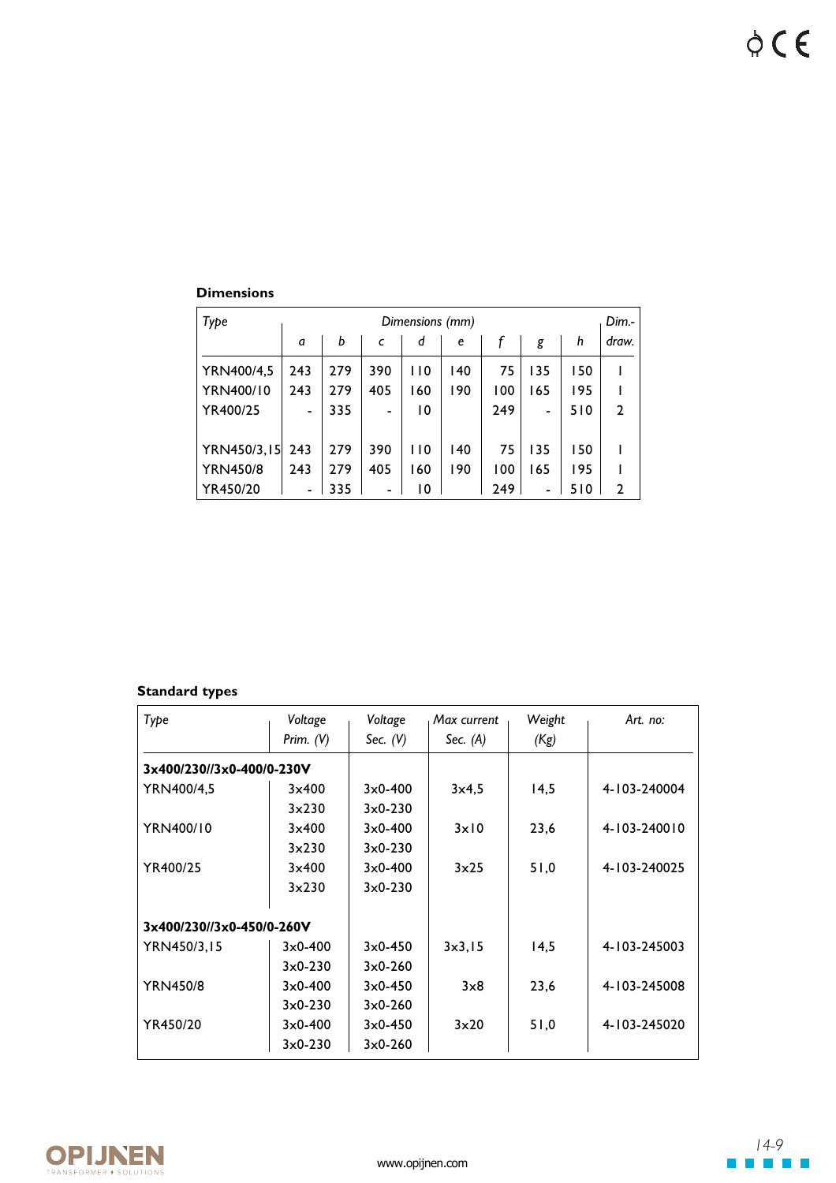**Dimensions**

| Type | Dimensions (mm) | | | | | | | | Dim.-draw. |
|---|---|---|---|---|---|---|---|---|---|
| | a | b | c | d | e | f | g | h | |
| YRN400/4,5 | 243 | 279 | 390 | 110 | 140 | 75 | 135 | 150 | 1 |
| YRN400/10 | 243 | 279 | 405 | 160 | 190 | 100 | 165 | 195 | 1 |
| YR400/25 | - | 335 | - | 10 | | 249 | - | 510 | 2 |
| | | | | | | | | | |
| YRN450/3,15 | 243 | 279 | 390 | 110 | 140 | 75 | 135 | 150 | 1 |
| YRN450/8 | 243 | 279 | 405 | 160 | 190 | 100 | 165 | 195 | 1 |
| YR450/20 | - | 335 | - | 10 | | 249 | - | 510 | 2 |

**Standard types**

| Type | Voltage Prim. (V) | Voltage Sec. (V) | Max current Sec. (A) | Weight (Kg) | Art. no: |
|---|---|---|---|---|---|
| **3x400/230//3x0-400/0-230V** | | | | | |
| YRN400/4,5 | 3x400 | 3x0-400 | 3x4,5 | 14,5 | 4-103-240004 |
| | 3x230 | 3x0-230 | | | |
| YRN400/10 | 3x400 | 3x0-400 | 3x10 | 23,6 | 4-103-240010 |
| | 3x230 | 3x0-230 | | | |
| YR400/25 | 3x400 | 3x0-400 | 3x25 | 51,0 | 4-103-240025 |
| | 3x230 | 3x0-230 | | | |
| **3x400/230//3x0-450/0-260V** | | | | | |
| YRN450/3,15 | 3x0-400 | 3x0-450 | 3x3,15 | 14,5 | 4-103-245003 |
| | 3x0-230 | 3x0-260 | | | |
| YRN450/8 | 3x0-400 | 3x0-450 | 3x8 | 23,6 | 4-103-245008 |
| | 3x0-230 | 3x0-260 | | | |
| YR450/20 | 3x0-400 | 3x0-450 | 3x20 | 51,0 | 4-103-245020 |
| | 3x0-230 | 3x0-260 | | | |

OPIJNEN TRANSFORMER SOLUTIONS

www.opijnen.com